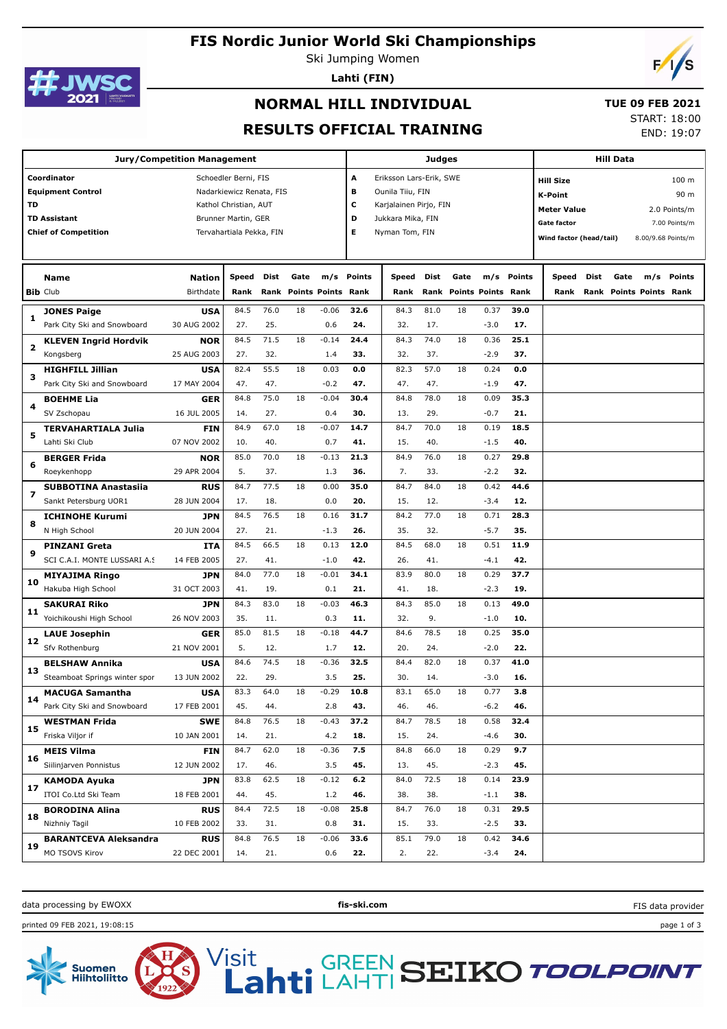# FIS Nordic Junior World Ski Championships

Ski Jumping Women

**Lahti (FIN)**

## NORMAL HILL INDIVIDUAL

## RESULTS OFFICIAL TRAINING

**TUE 09 FEB 2021**

START: 18:00

END: 19:07

| Jury/Competition Management | | Judges | | Hill Data | |
|---|---|---|---|---|---|
| **Coordinator** | Schoedler Berni, FIS | A | Eriksson Lars-Erik, SWE | **Hill Size** | 100 m |
| **Equipment Control** | Nadarkiewicz Renata, FIS | B | Ounila Tiiu, FIN | **K-Point** | 90 m |
| **TD** | Kathol Christian, AUT | C | Karjalainen Pirjo, FIN | **Meter Value** | 2.0 Points/m |
| **TD Assistant** | Brunner Martin, GER | D | Jukkara Mika, FIN | **Gate factor** | 7.00 Points/m |
| **Chief of Competition** | Tervahartiala Pekka, FIN | E | Nyman Tom, FIN | **Wind factor (head/tail)** | 8.00/9.68 Points/m |

| Bib | Name / Club | Nation / Birthdate | Speed / Rank | Dist / Rank | Gate / Points | m/s / Points | Points / Rank | Speed / Rank | Dist / Rank | Gate / Points | m/s / Points | Points / Rank | Speed / Rank | Dist / Rank | Gate / Points | m/s / Points | Points / Rank |
|---|---|---|---|---|---|---|---|---|---|---|---|---|---|---|---|---|---|
| 1 | **JONES Paige** | **USA** | 84.5 | 76.0 | 18 | -0.06 | **32.6** | 84.3 | 81.0 | 18 | 0.37 | **39.0** | | | | | |
| | Park City Ski and Snowboard | 30 AUG 2002 | 27. | 25. | | 0.6 | **24.** | 32. | 17. | | -3.0 | **17.** | | | | | |
| 2 | **KLEVEN Ingrid Hordvik** | **NOR** | 84.5 | 71.5 | 18 | -0.14 | **24.4** | 84.3 | 74.0 | 18 | 0.36 | **25.1** | | | | | |
| | Kongsberg | 25 AUG 2003 | 27. | 32. | | 1.4 | **33.** | 32. | 37. | | -2.9 | **37.** | | | | | |
| 3 | **HIGHFILL Jillian** | **USA** | 82.4 | 55.5 | 18 | 0.03 | **0.0** | 82.3 | 57.0 | 18 | 0.24 | **0.0** | | | | | |
| | Park City Ski and Snowboard | 17 MAY 2004 | 47. | 47. | | -0.2 | **47.** | 47. | 47. | | -1.9 | **47.** | | | | | |
| 4 | **BOEHME Lia** | **GER** | 84.8 | 75.0 | 18 | -0.04 | **30.4** | 84.8 | 78.0 | 18 | 0.09 | **35.3** | | | | | |
| | SV Zschopau | 16 JUL 2005 | 14. | 27. | | 0.4 | **30.** | 13. | 29. | | -0.7 | **21.** | | | | | |
| 5 | **TERVAHARTIALA Julia** | **FIN** | 84.9 | 67.0 | 18 | -0.07 | **14.7** | 84.7 | 70.0 | 18 | 0.19 | **18.5** | | | | | |
| | Lahti Ski Club | 07 NOV 2002 | 10. | 40. | | 0.7 | **41.** | 15. | 40. | | -1.5 | **40.** | | | | | |
| 6 | **BERGER Frida** | **NOR** | 85.0 | 70.0 | 18 | -0.13 | **21.3** | 84.9 | 76.0 | 18 | 0.27 | **29.8** | | | | | |
| | Roeykenhopp | 29 APR 2004 | 5. | 37. | | 1.3 | **36.** | 7. | 33. | | -2.2 | **32.** | | | | | |
| 7 | **SUBBOTINA Anastasiia** | **RUS** | 84.7 | 77.5 | 18 | 0.00 | **35.0** | 84.7 | 84.0 | 18 | 0.42 | **44.6** | | | | | |
| | Sankt Petersburg UOR1 | 28 JUN 2004 | 17. | 18. | | 0.0 | **20.** | 15. | 12. | | -3.4 | **12.** | | | | | |
| 8 | **ICHINOHE Kurumi** | **JPN** | 84.5 | 76.5 | 18 | 0.16 | **31.7** | 84.2 | 77.0 | 18 | 0.71 | **28.3** | | | | | |
| | N High School | 20 JUN 2004 | 27. | 21. | | -1.3 | **26.** | 35. | 32. | | -5.7 | **35.** | | | | | |
| 9 | **PINZANI Greta** | **ITA** | 84.5 | 66.5 | 18 | 0.13 | **12.0** | 84.5 | 68.0 | 18 | 0.51 | **11.9** | | | | | |
| | SCI C.A.I. MONTE LUSSARI A.S | 14 FEB 2005 | 27. | 41. | | -1.0 | **42.** | 26. | 41. | | -4.1 | **42.** | | | | | |
| 10 | **MIYAJIMA Ringo** | **JPN** | 84.0 | 77.0 | 18 | -0.01 | **34.1** | 83.9 | 80.0 | 18 | 0.29 | **37.7** | | | | | |
| | Hakuba High School | 31 OCT 2003 | 41. | 19. | | 0.1 | **21.** | 41. | 18. | | -2.3 | **19.** | | | | | |
| 11 | **SAKURAI Riko** | **JPN** | 84.3 | 83.0 | 18 | -0.03 | **46.3** | 84.3 | 85.0 | 18 | 0.13 | **49.0** | | | | | |
| | Yoichikoushi High School | 26 NOV 2003 | 35. | 11. | | 0.3 | **11.** | 32. | 9. | | -1.0 | **10.** | | | | | |
| 12 | **LAUE Josephin** | **GER** | 85.0 | 81.5 | 18 | -0.18 | **44.7** | 84.6 | 78.5 | 18 | 0.25 | **35.0** | | | | | |
| | Sfv Rothenburg | 21 NOV 2001 | 5. | 12. | | 1.7 | **12.** | 20. | 24. | | -2.0 | **22.** | | | | | |
| 13 | **BELSHAW Annika** | **USA** | 84.6 | 74.5 | 18 | -0.36 | **32.5** | 84.4 | 82.0 | 18 | 0.37 | **41.0** | | | | | |
| | Steamboat Springs winter spor | 13 JUN 2002 | 22. | 29. | | 3.5 | **25.** | 30. | 14. | | -3.0 | **16.** | | | | | |
| 14 | **MACUGA Samantha** | **USA** | 83.3 | 64.0 | 18 | -0.29 | **10.8** | 83.1 | 65.0 | 18 | 0.77 | **3.8** | | | | | |
| | Park City Ski and Snowboard | 17 FEB 2001 | 45. | 44. | | 2.8 | **43.** | 46. | 46. | | -6.2 | **46.** | | | | | |
| 15 | **WESTMAN Frida** | **SWE** | 84.8 | 76.5 | 18 | -0.43 | **37.2** | 84.7 | 78.5 | 18 | 0.58 | **32.4** | | | | | |
| | Friska Viljor if | 10 JAN 2001 | 14. | 21. | | 4.2 | **18.** | 15. | 24. | | -4.6 | **30.** | | | | | |
| 16 | **MEIS Vilma** | **FIN** | 84.7 | 62.0 | 18 | -0.36 | **7.5** | 84.8 | 66.0 | 18 | 0.29 | **9.7** | | | | | |
| | Siilinjarven Ponnistus | 12 JUN 2002 | 17. | 46. | | 3.5 | **45.** | 13. | 45. | | -2.3 | **45.** | | | | | |
| 17 | **KAMODA Ayuka** | **JPN** | 83.8 | 62.5 | 18 | -0.12 | **6.2** | 84.0 | 72.5 | 18 | 0.14 | **23.9** | | | | | |
| | ITOI Co.Ltd Ski Team | 18 FEB 2001 | 44. | 45. | | 1.2 | **46.** | 38. | 38. | | -1.1 | **38.** | | | | | |
| 18 | **BORODINA Alina** | **RUS** | 84.4 | 72.5 | 18 | -0.08 | **25.8** | 84.7 | 76.0 | 18 | 0.31 | **29.5** | | | | | |
| | Nizhniy Tagil | 10 FEB 2002 | 33. | 31. | | 0.8 | **31.** | 15. | 33. | | -2.5 | **33.** | | | | | |
| 19 | **BARANTCEVA Aleksandra** | **RUS** | 84.8 | 76.5 | 18 | -0.06 | **33.6** | 85.1 | 79.0 | 18 | 0.42 | **34.6** | | | | | |
| | MO TSOVS Kirov | 22 DEC 2001 | 14. | 21. | | 0.6 | **22.** | 2. | 22. | | -3.4 | **24.** | | | | | |

data processing by EWOXX | **fis-ski.com** | FIS data provider

printed 09 FEB 2021, 19:08:15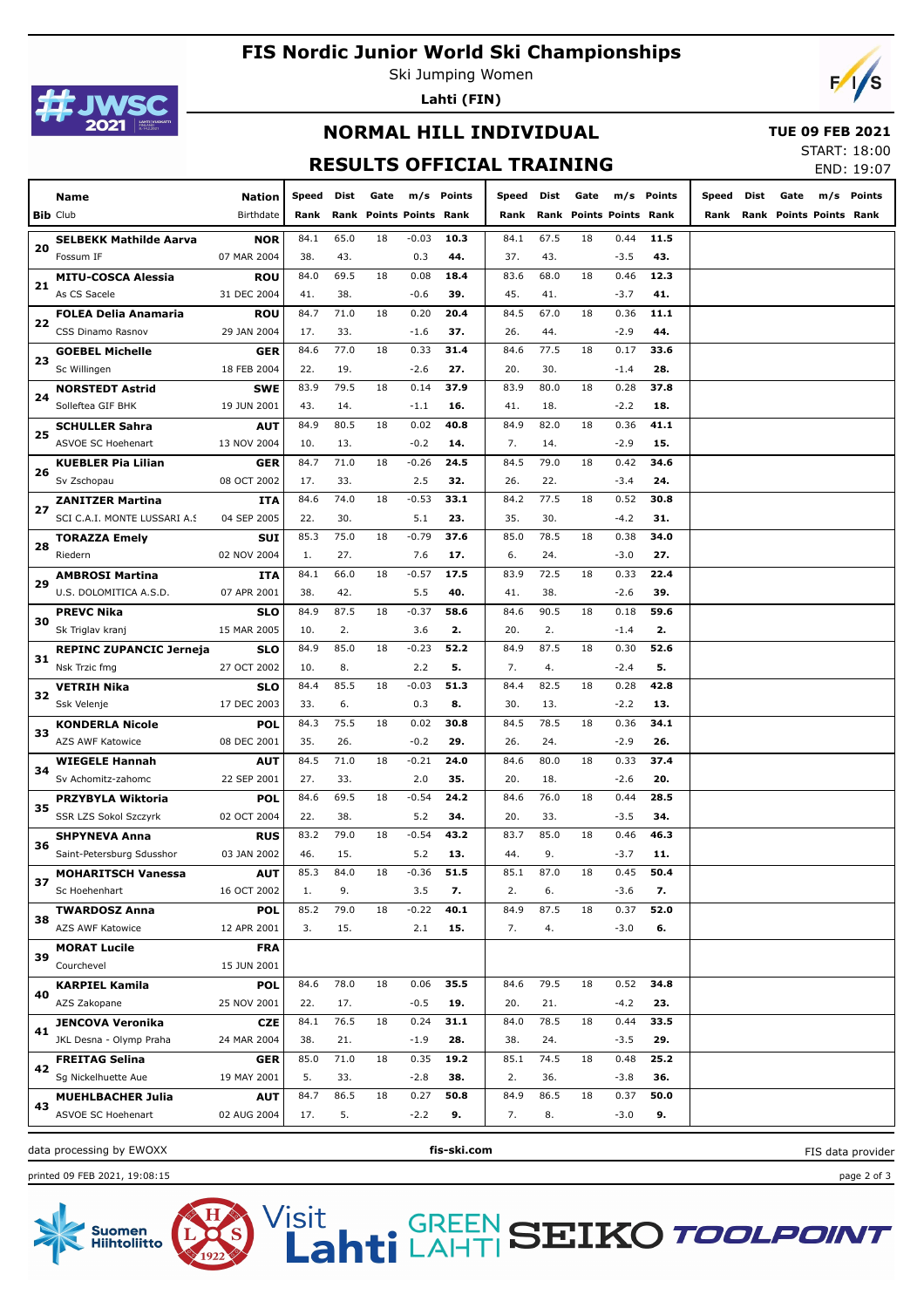# FIS Nordic Junior World Ski Championships

Ski Jumping Women

**Lahti (FIN)**

## NORMAL HILL INDIVIDUAL

**TUE 09 FEB 2021**

START: 18:00

END: 19:07

## RESULTS OFFICIAL TRAINING

| Bib | Name / Club | Nation / Birthdate | Speed / Rank | Dist / Rank | Gate / Points | m/s / Points | Points / Rank | Speed / Rank | Dist / Rank | Gate / Points | m/s / Points | Points / Rank | Speed / Rank | Dist / Rank | Gate / Points | m/s / Points | Points / Rank |
|---|---|---|---|---|---|---|---|---|---|---|---|---|---|---|---|---|---|
| 20 | **SELBEKK Mathilde Aarva** | **NOR** | 84.1 | 65.0 | 18 | -0.03 | **10.3** | 84.1 | 67.5 | 18 | 0.44 | **11.5** | | | | | |
| | Fossum IF | 07 MAR 2004 | 38. | 43. | | 0.3 | **44.** | 37. | 43. | | -3.5 | **43.** | | | | | |
| 21 | **MITU-COSCA Alessia** | **ROU** | 84.0 | 69.5 | 18 | 0.08 | **18.4** | 83.6 | 68.0 | 18 | 0.46 | **12.3** | | | | | |
| | As CS Sacele | 31 DEC 2004 | 41. | 38. | | -0.6 | **39.** | 45. | 41. | | -3.7 | **41.** | | | | | |
| 22 | **FOLEA Delia Anamaria** | **ROU** | 84.7 | 71.0 | 18 | 0.20 | **20.4** | 84.5 | 67.0 | 18 | 0.36 | **11.1** | | | | | |
| | CSS Dinamo Rasnov | 29 JAN 2004 | 17. | 33. | | -1.6 | **37.** | 26. | 44. | | -2.9 | **44.** | | | | | |
| 23 | **GOEBEL Michelle** | **GER** | 84.6 | 77.0 | 18 | 0.33 | **31.4** | 84.6 | 77.5 | 18 | 0.17 | **33.6** | | | | | |
| | Sc Willingen | 18 FEB 2004 | 22. | 19. | | -2.6 | **27.** | 20. | 30. | | -1.4 | **28.** | | | | | |
| 24 | **NORSTEDT Astrid** | **SWE** | 83.9 | 79.5 | 18 | 0.14 | **37.9** | 83.9 | 80.0 | 18 | 0.28 | **37.8** | | | | | |
| | Solleftea GIF BHK | 19 JUN 2001 | 43. | 14. | | -1.1 | **16.** | 41. | 18. | | -2.2 | **18.** | | | | | |
| 25 | **SCHULLER Sahra** | **AUT** | 84.9 | 80.5 | 18 | 0.02 | **40.8** | 84.9 | 82.0 | 18 | 0.36 | **41.1** | | | | | |
| | ASVOE SC Hoehenart | 13 NOV 2004 | 10. | 13. | | -0.2 | **14.** | 7. | 14. | | -2.9 | **15.** | | | | | |
| 26 | **KUEBLER Pia Lilian** | **GER** | 84.7 | 71.0 | 18 | -0.26 | **24.5** | 84.5 | 79.0 | 18 | 0.42 | **34.6** | | | | | |
| | Sv Zschopau | 08 OCT 2002 | 17. | 33. | | 2.5 | **32.** | 26. | 22. | | -3.4 | **24.** | | | | | |
| 27 | **ZANITZER Martina** | **ITA** | 84.6 | 74.0 | 18 | -0.53 | **33.1** | 84.2 | 77.5 | 18 | 0.52 | **30.8** | | | | | |
| | SCI C.A.I. MONTE LUSSARI A.S | 04 SEP 2005 | 22. | 30. | | 5.1 | **23.** | 35. | 30. | | -4.2 | **31.** | | | | | |
| 28 | **TORAZZA Emely** | **SUI** | 85.3 | 75.0 | 18 | -0.79 | **37.6** | 85.0 | 78.5 | 18 | 0.38 | **34.0** | | | | | |
| | Riedern | 02 NOV 2004 | 1. | 27. | | 7.6 | **17.** | 6. | 24. | | -3.0 | **27.** | | | | | |
| 29 | **AMBROSI Martina** | **ITA** | 84.1 | 66.0 | 18 | -0.57 | **17.5** | 83.9 | 72.5 | 18 | 0.33 | **22.4** | | | | | |
| | U.S. DOLOMITICA A.S.D. | 07 APR 2001 | 38. | 42. | | 5.5 | **40.** | 41. | 38. | | -2.6 | **39.** | | | | | |
| 30 | **PREVC Nika** | **SLO** | 84.9 | 87.5 | 18 | -0.37 | **58.6** | 84.6 | 90.5 | 18 | 0.18 | **59.6** | | | | | |
| | Sk Triglav kranj | 15 MAR 2005 | 10. | 2. | | 3.6 | **2.** | 20. | 2. | | -1.4 | **2.** | | | | | |
| 31 | **REPINC ZUPANCIC Jerneja** | **SLO** | 84.9 | 85.0 | 18 | -0.23 | **52.2** | 84.9 | 87.5 | 18 | 0.30 | **52.6** | | | | | |
| | Nsk Trzic fmg | 27 OCT 2002 | 10. | 8. | | 2.2 | **5.** | 7. | 4. | | -2.4 | **5.** | | | | | |
| 32 | **VETRIH Nika** | **SLO** | 84.4 | 85.5 | 18 | -0.03 | **51.3** | 84.4 | 82.5 | 18 | 0.28 | **42.8** | | | | | |
| | Ssk Velenje | 17 DEC 2003 | 33. | 6. | | 0.3 | **8.** | 30. | 13. | | -2.2 | **13.** | | | | | |
| 33 | **KONDERLA Nicole** | **POL** | 84.3 | 75.5 | 18 | 0.02 | **30.8** | 84.5 | 78.5 | 18 | 0.36 | **34.1** | | | | | |
| | AZS AWF Katowice | 08 DEC 2001 | 35. | 26. | | -0.2 | **29.** | 26. | 24. | | -2.9 | **26.** | | | | | |
| 34 | **WIEGELE Hannah** | **AUT** | 84.5 | 71.0 | 18 | -0.21 | **24.0** | 84.6 | 80.0 | 18 | 0.33 | **37.4** | | | | | |
| | Sv Achomitz-zahomc | 22 SEP 2001 | 27. | 33. | | 2.0 | **35.** | 20. | 18. | | -2.6 | **20.** | | | | | |
| 35 | **PRZYBYLA Wiktoria** | **POL** | 84.6 | 69.5 | 18 | -0.54 | **24.2** | 84.6 | 76.0 | 18 | 0.44 | **28.5** | | | | | |
| | SSR LZS Sokol Szczyrk | 02 OCT 2004 | 22. | 38. | | 5.2 | **34.** | 20. | 33. | | -3.5 | **34.** | | | | | |
| 36 | **SHPYNEVA Anna** | **RUS** | 83.2 | 79.0 | 18 | -0.54 | **43.2** | 83.7 | 85.0 | 18 | 0.46 | **46.3** | | | | | |
| | Saint-Petersburg Sdusshor | 03 JAN 2002 | 46. | 15. | | 5.2 | **13.** | 44. | 9. | | -3.7 | **11.** | | | | | |
| 37 | **MOHARITSCH Vanessa** | **AUT** | 85.3 | 84.0 | 18 | -0.36 | **51.5** | 85.1 | 87.0 | 18 | 0.45 | **50.4** | | | | | |
| | Sc Hoehenhart | 16 OCT 2002 | 1. | 9. | | 3.5 | **7.** | 2. | 6. | | -3.6 | **7.** | | | | | |
| 38 | **TWARDOSZ Anna** | **POL** | 85.2 | 79.0 | 18 | -0.22 | **40.1** | 84.9 | 87.5 | 18 | 0.37 | **52.0** | | | | | |
| | AZS AWF Katowice | 12 APR 2001 | 3. | 15. | | 2.1 | **15.** | 7. | 4. | | -3.0 | **6.** | | | | | |
| 39 | **MORAT Lucile** | **FRA** | | | | | | | | | | | | | | | |
| | Courchevel | 15 JUN 2001 | | | | | | | | | | | | | | | |
| 40 | **KARPIEL Kamila** | **POL** | 84.6 | 78.0 | 18 | 0.06 | **35.5** | 84.6 | 79.5 | 18 | 0.52 | **34.8** | | | | | |
| | AZS Zakopane | 25 NOV 2001 | 22. | 17. | | -0.5 | **19.** | 20. | 21. | | -4.2 | **23.** | | | | | |
| 41 | **JENCOVA Veronika** | **CZE** | 84.1 | 76.5 | 18 | 0.24 | **31.1** | 84.0 | 78.5 | 18 | 0.44 | **33.5** | | | | | |
| | JKL Desna - Olymp Praha | 24 MAR 2004 | 38. | 21. | | -1.9 | **28.** | 38. | 24. | | -3.5 | **29.** | | | | | |
| 42 | **FREITAG Selina** | **GER** | 85.0 | 71.0 | 18 | 0.35 | **19.2** | 85.1 | 74.5 | 18 | 0.48 | **25.2** | | | | | |
| | Sg Nickelhuette Aue | 19 MAY 2001 | 5. | 33. | | -2.8 | **38.** | 2. | 36. | | -3.8 | **36.** | | | | | |
| 43 | **MUEHLBACHER Julia** | **AUT** | 84.7 | 86.5 | 18 | 0.27 | **50.8** | 84.9 | 86.5 | 18 | 0.37 | **50.0** | | | | | |
| | ASVOE SC Hoehenart | 02 AUG 2004 | 17. | 5. | | -2.2 | **9.** | 7. | 8. | | -3.0 | **9.** | | | | | |

data processing by EWOXX | **fis-ski.com** | FIS data provider

printed 09 FEB 2021, 19:08:15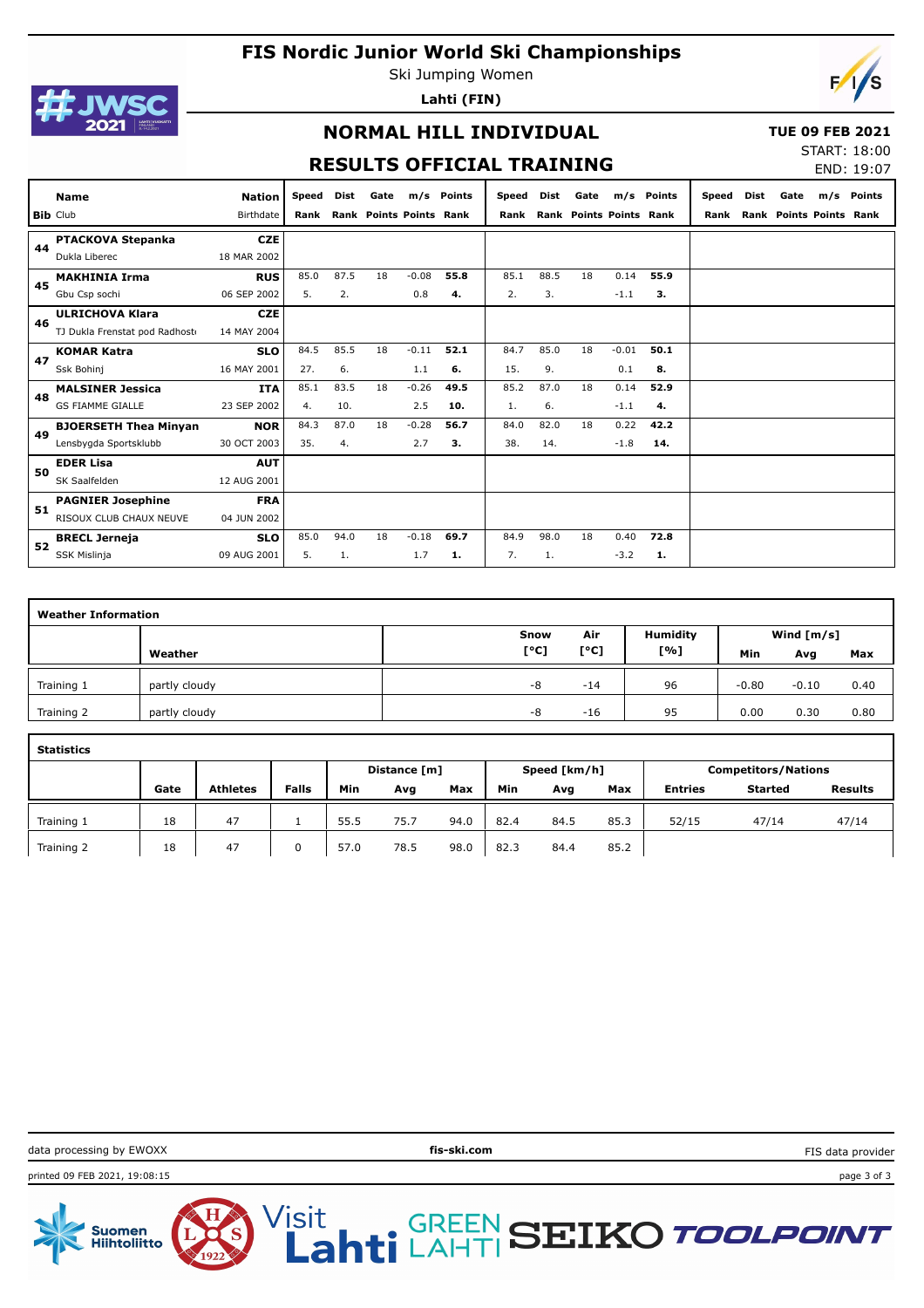# FIS Nordic Junior World Ski Championships

Ski Jumping Women

**Lahti (FIN)**

## NORMAL HILL INDIVIDUAL

## RESULTS OFFICIAL TRAINING

**TUE 09 FEB 2021**

START: 18:00
END: 19:07

| Bib | Name / Club | Nation / Birthdate | Speed / Rank | Dist / Rank | Gate / Points | m/s / Points | Points / Rank | Speed / Rank | Dist / Rank | Gate / Points | m/s / Points | Points / Rank | Speed / Rank | Dist / Rank | Gate / Points | m/s / Points | Points / Rank |
|---|---|---|---|---|---|---|---|---|---|---|---|---|---|---|---|---|---|
| 44 | **PTACKOVA Stepanka** / Dukla Liberec | **CZE** / 18 MAR 2002 | | | | | | | | | | | | | | | |
| 45 | **MAKHINIA Irma** / Gbu Csp sochi | **RUS** / 06 SEP 2002 | 85.0 / 5. | 87.5 / 2. | 18 | -0.08 / 0.8 | **55.8** / **4.** | 85.1 / 2. | 88.5 / 3. | 18 | 0.14 / -1.1 | **55.9** / **3.** | | | | | |
| 46 | **ULRICHOVA Klara** / TJ Dukla Frenstat pod Radhost | **CZE** / 14 MAY 2004 | | | | | | | | | | | | | | | |
| 47 | **KOMAR Katra** / Ssk Bohinj | **SLO** / 16 MAY 2001 | 84.5 / 27. | 85.5 / 6. | 18 | -0.11 / 1.1 | **52.1** / **6.** | 84.7 / 15. | 85.0 / 9. | 18 | -0.01 / 0.1 | **50.1** / **8.** | | | | | |
| 48 | **MALSINER Jessica** / GS FIAMME GIALLE | **ITA** / 23 SEP 2002 | 85.1 / 4. | 83.5 / 10. | 18 | -0.26 / 2.5 | **49.5** / **10.** | 85.2 / 1. | 87.0 / 6. | 18 | 0.14 / -1.1 | **52.9** / **4.** | | | | | |
| 49 | **BJOERSETH Thea Minyan** / Lensbygda Sportsklubb | **NOR** / 30 OCT 2003 | 84.3 / 35. | 87.0 / 4. | 18 | -0.28 / 2.7 | **56.7** / **3.** | 84.0 / 38. | 82.0 / 14. | 18 | 0.22 / -1.8 | **42.2** / **14.** | | | | | |
| 50 | **EDER Lisa** / SK Saalfelden | **AUT** / 12 AUG 2001 | | | | | | | | | | | | | | | |
| 51 | **PAGNIER Josephine** / RISOUX CLUB CHAUX NEUVE | **FRA** / 04 JUN 2002 | | | | | | | | | | | | | | | |
| 52 | **BRECL Jerneja** / SSK Mislinja | **SLO** / 09 AUG 2001 | 85.0 / 5. | 94.0 / 1. | 18 | -0.18 / 1.7 | **69.7** / **1.** | 84.9 / 7. | 98.0 / 1. | 18 | 0.40 / -3.2 | **72.8** / **1.** | | | | | |

**Weather Information**

| | Weather | Snow [°C] | Air [°C] | Humidity [%] | Wind [m/s] Min | Avg | Max |
|---|---|---|---|---|---|---|---|
| Training 1 | partly cloudy | -8 | -14 | 96 | -0.80 | -0.10 | 0.40 |
| Training 2 | partly cloudy | -8 | -16 | 95 | 0.00 | 0.30 | 0.80 |

**Statistics**

| | Gate | Athletes | Falls | Distance [m] Min | Avg | Max | Speed [km/h] Min | Avg | Max | Competitors/Nations Entries | Started | Results |
|---|---|---|---|---|---|---|---|---|---|---|---|---|
| Training 1 | 18 | 47 | 1 | 55.5 | 75.7 | 94.0 | 82.4 | 84.5 | 85.3 | 52/15 | 47/14 | 47/14 |
| Training 2 | 18 | 47 | 0 | 57.0 | 78.5 | 98.0 | 82.3 | 84.4 | 85.2 | | | |

data processing by EWOXX | fis-ski.com | FIS data provider

printed 09 FEB 2021, 19:08:15